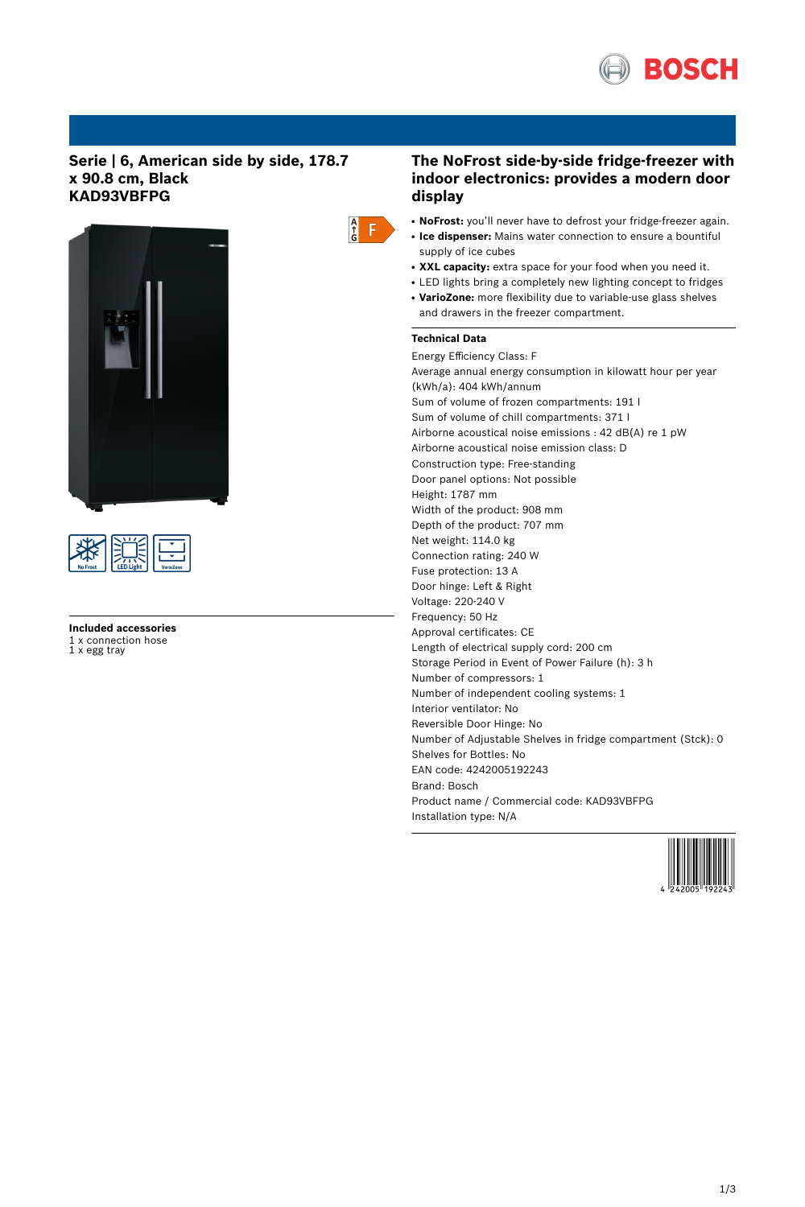# Serie | 6, American side by side, 178.7 x 90.8 cm, Black
# KAD93VBFPG

F

No Frost | LED Light | VarioZone

**Included accessories**

1 x connection hose
1 x egg tray

## The NoFrost side-by-side fridge-freezer with indoor electronics: provides a modern door display

- **NoFrost:** you'll never have to defrost your fridge-freezer again.
- **Ice dispenser:** Mains water connection to ensure a bountiful supply of ice cubes
- **XXL capacity:** extra space for your food when you need it.
- LED lights bring a completely new lighting concept to fridges
- **VarioZone:** more flexibility due to variable-use glass shelves and drawers in the freezer compartment.

### Technical Data

Energy Efficiency Class: F
Average annual energy consumption in kilowatt hour per year (kWh/a): 404 kWh/annum
Sum of volume of frozen compartments: 191 l
Sum of volume of chill compartments: 371 l
Airborne acoustical noise emissions : 42 dB(A) re 1 pW
Airborne acoustical noise emission class: D
Construction type: Free-standing
Door panel options: Not possible
Height: 1787 mm
Width of the product: 908 mm
Depth of the product: 707 mm
Net weight: 114.0 kg
Connection rating: 240 W
Fuse protection: 13 A
Door hinge: Left & Right
Voltage: 220-240 V
Frequency: 50 Hz
Approval certificates: CE
Length of electrical supply cord: 200 cm
Storage Period in Event of Power Failure (h): 3 h
Number of compressors: 1
Number of independent cooling systems: 1
Interior ventilator: No
Reversible Door Hinge: No
Number of Adjustable Shelves in fridge compartment (Stck): 0
Shelves for Bottles: No
EAN code: 4242005192243
Brand: Bosch
Product name / Commercial code: KAD93VBFPG
Installation type: N/A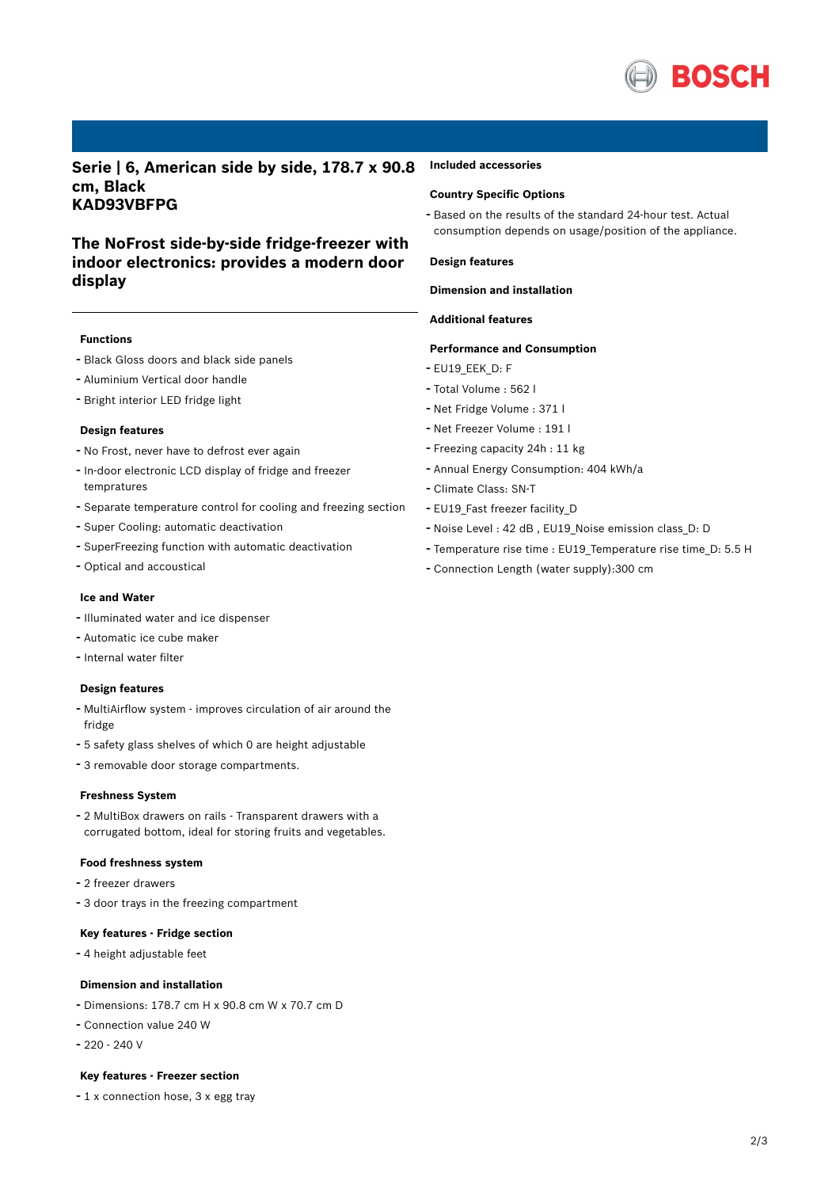# Serie | 6, American side by side, 178.7 x 90.8 cm, Black
# KAD93VBFPG

## The NoFrost side-by-side fridge-freezer with indoor electronics: provides a modern door display

### Functions

- Black Gloss doors and black side panels
- Aluminium Vertical door handle
- Bright interior LED fridge light

### Design features

- No Frost, never have to defrost ever again
- In-door electronic LCD display of fridge and freezer tempratures
- Separate temperature control for cooling and freezing section
- Super Cooling: automatic deactivation
- SuperFreezing function with automatic deactivation
- Optical and accoustical

### Ice and Water

- Illuminated water and ice dispenser
- Automatic ice cube maker
- Internal water filter

### Design features

- MultiAirflow system - improves circulation of air around the fridge
- 5 safety glass shelves of which 0 are height adjustable
- 3 removable door storage compartments.

### Freshness System

- 2 MultiBox drawers on rails - Transparent drawers with a corrugated bottom, ideal for storing fruits and vegetables.

### Food freshness system

- 2 freezer drawers
- 3 door trays in the freezing compartment

### Key features - Fridge section

- 4 height adjustable feet

### Dimension and installation

- Dimensions: 178.7 cm H x 90.8 cm W x 70.7 cm D
- Connection value 240 W
- 220 - 240 V

### Key features - Freezer section

- 1 x connection hose, 3 x egg tray

### Included accessories

### Country Specific Options

- Based on the results of the standard 24-hour test. Actual consumption depends on usage/position of the appliance.

### Design features

### Dimension and installation

### Additional features

### Performance and Consumption

- EU19_EEK_D: F
- Total Volume : 562 l
- Net Fridge Volume : 371 l
- Net Freezer Volume : 191 l
- Freezing capacity 24h : 11 kg
- Annual Energy Consumption: 404 kWh/a
- Climate Class: SN-T
- EU19_Fast freezer facility_D
- Noise Level : 42 dB , EU19_Noise emission class_D: D
- Temperature rise time : EU19_Temperature rise time_D: 5.5 H
- Connection Length (water supply):300 cm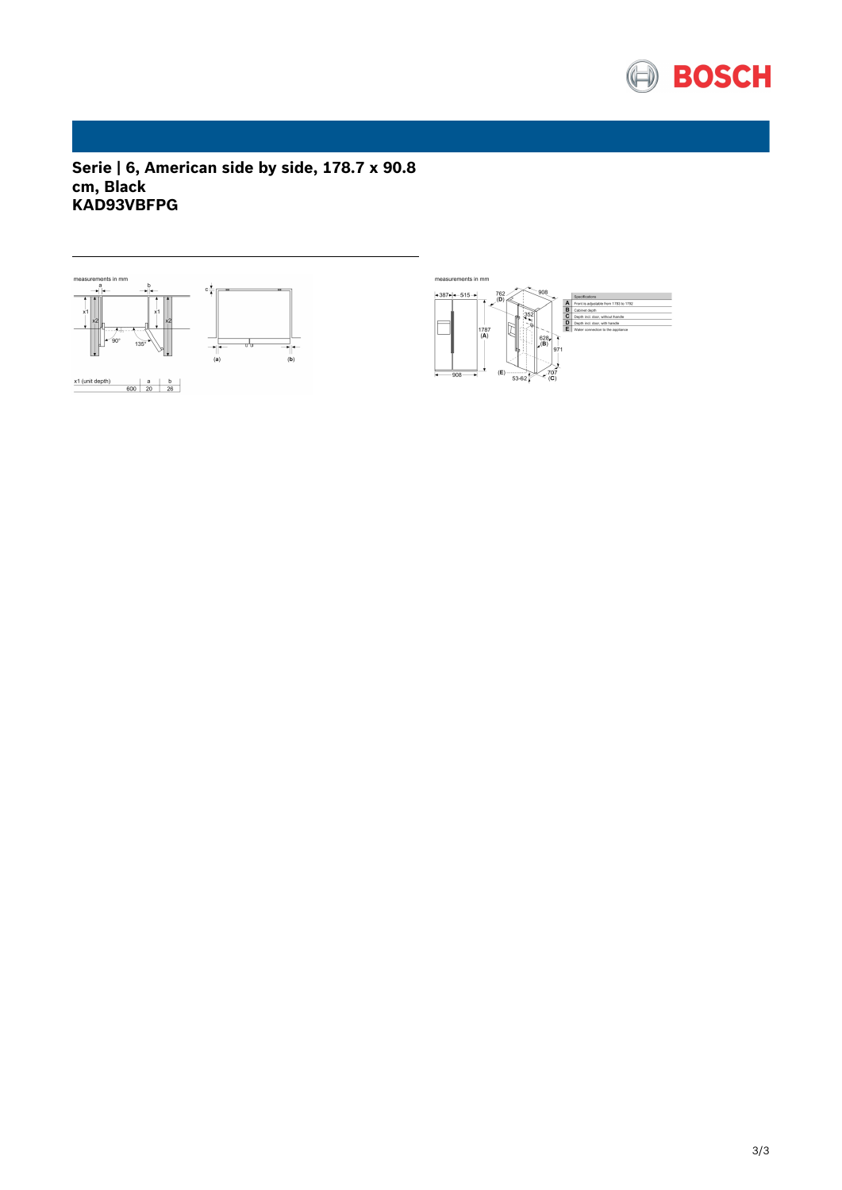**Serie | 6, American side by side, 178.7 x 90.8 cm, Black**
**KAD93VBFPG**

measurements in mm

a
b
x1
x2
x1
x2
90°
135°
c
(a)
(b)

| x1 (unit depth) | a | b |
|---|---|---|
| 600 | 20 | 26 |

measurements in mm

387
515
762 (D)
908
352
1787 (A)
628 (B)
971
908
(E)
53-62
707 (C)

| | Specifications |
|---|---|
| A | Front is adjustable from 1783 to 1792 |
| B | Cabinet depth |
| C | Depth incl. door, without handle |
| D | Depth incl. door, with handle |
| E | Water connection to the appliance |